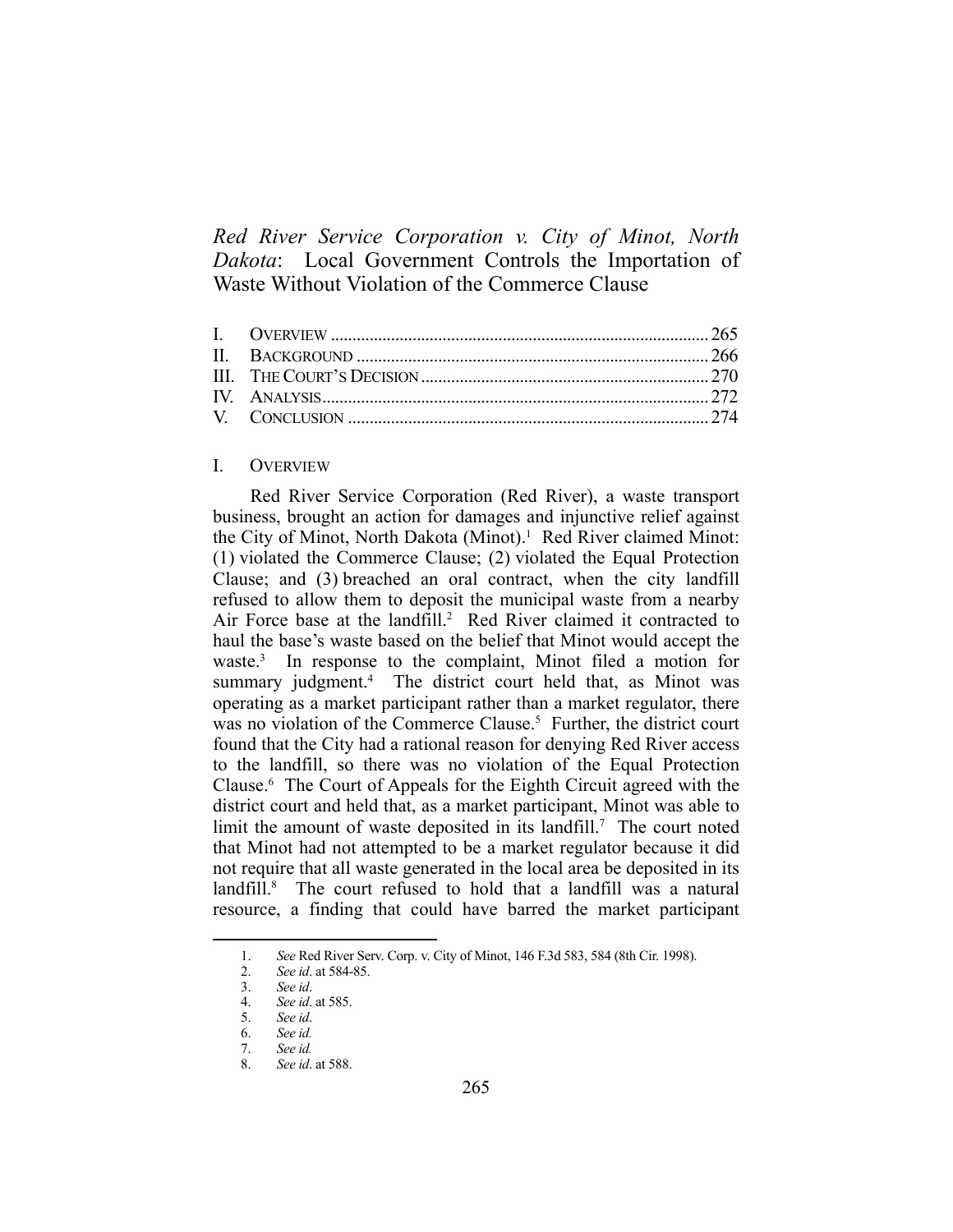# *Red River Service Corporation v. City of Minot, North Dakota*: Local Government Controls the Importation of Waste Without Violation of the Commerce Clause

I. OVERVIEW ........ 265
II. BACKGROUND ........ 266
III. THE COURT'S DECISION ........ 270
IV. ANALYSIS ........ 272
V. CONCLUSION ........ 274

## I. OVERVIEW

Red River Service Corporation (Red River), a waste transport business, brought an action for damages and injunctive relief against the City of Minot, North Dakota (Minot).[1] Red River claimed Minot: (1) violated the Commerce Clause; (2) violated the Equal Protection Clause; and (3) breached an oral contract, when the city landfill refused to allow them to deposit the municipal waste from a nearby Air Force base at the landfill.[2] Red River claimed it contracted to haul the base's waste based on the belief that Minot would accept the waste.[3] In response to the complaint, Minot filed a motion for summary judgment.[4] The district court held that, as Minot was operating as a market participant rather than a market regulator, there was no violation of the Commerce Clause.[5] Further, the district court found that the City had a rational reason for denying Red River access to the landfill, so there was no violation of the Equal Protection Clause.[6] The Court of Appeals for the Eighth Circuit agreed with the district court and held that, as a market participant, Minot was able to limit the amount of waste deposited in its landfill.[7] The court noted that Minot had not attempted to be a market regulator because it did not require that all waste generated in the local area be deposited in its landfill.[8] The court refused to hold that a landfill was a natural resource, a finding that could have barred the market participant

---

1. *See* Red River Serv. Corp. v. City of Minot, 146 F.3d 583, 584 (8th Cir. 1998).
2. *See id*. at 584-85.
3. *See id*.
4. *See id*. at 585.
5. *See id*.
6. *See id.*
7. *See id.*
8. *See id*. at 588.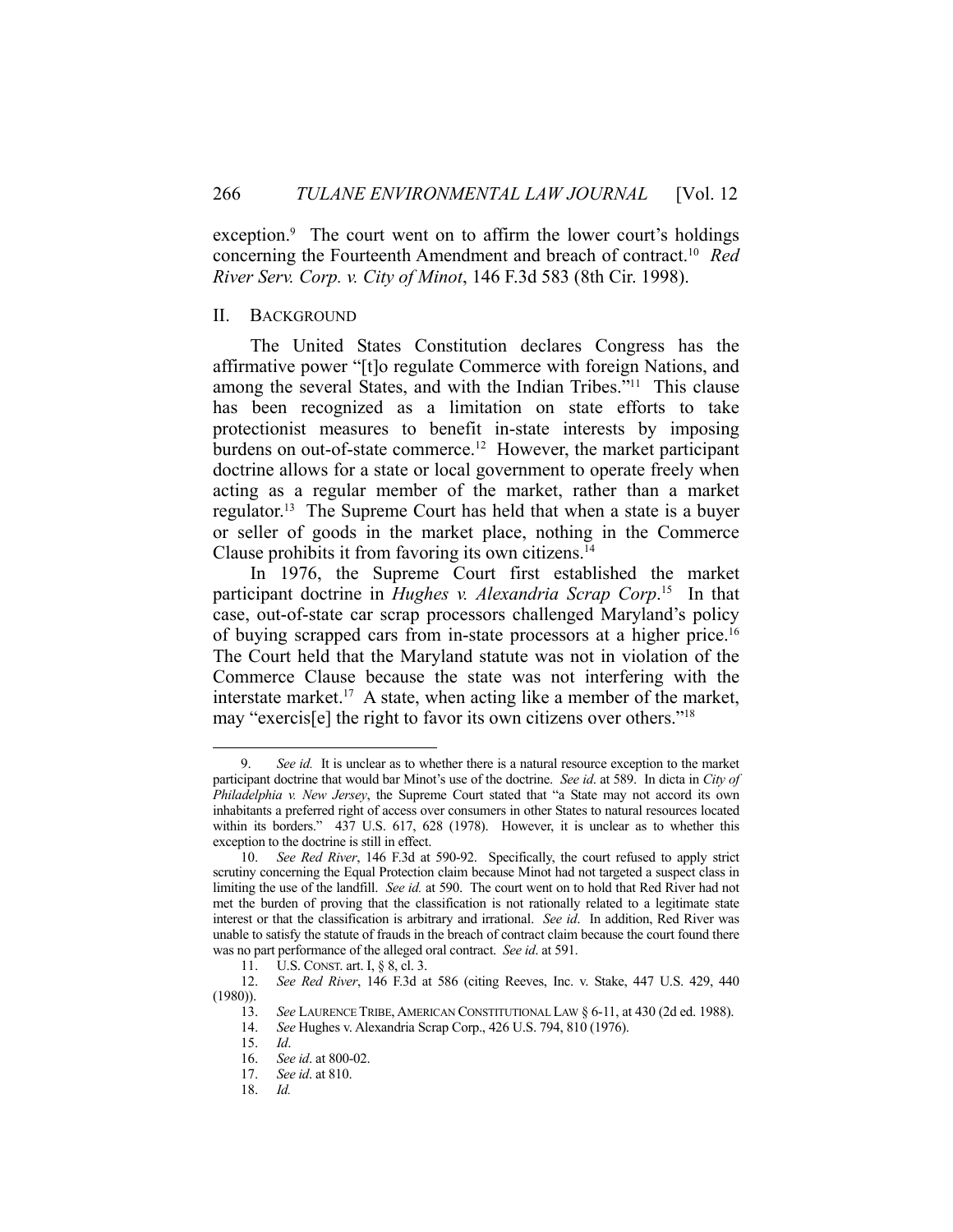exception.[9] The court went on to affirm the lower court's holdings concerning the Fourteenth Amendment and breach of contract.[10] *Red River Serv. Corp. v. City of Minot*, 146 F.3d 583 (8th Cir. 1998).

## II. BACKGROUND

The United States Constitution declares Congress has the affirmative power "[t]o regulate Commerce with foreign Nations, and among the several States, and with the Indian Tribes."[11] This clause has been recognized as a limitation on state efforts to take protectionist measures to benefit in-state interests by imposing burdens on out-of-state commerce.[12] However, the market participant doctrine allows for a state or local government to operate freely when acting as a regular member of the market, rather than a market regulator.[13] The Supreme Court has held that when a state is a buyer or seller of goods in the market place, nothing in the Commerce Clause prohibits it from favoring its own citizens.[14]

In 1976, the Supreme Court first established the market participant doctrine in *Hughes v. Alexandria Scrap Corp*.[15] In that case, out-of-state car scrap processors challenged Maryland's policy of buying scrapped cars from in-state processors at a higher price.[16] The Court held that the Maryland statute was not in violation of the Commerce Clause because the state was not interfering with the interstate market.[17] A state, when acting like a member of the market, may "exercis[e] the right to favor its own citizens over others."[18]

---

9. *See id.* It is unclear as to whether there is a natural resource exception to the market participant doctrine that would bar Minot's use of the doctrine. *See id*. at 589. In dicta in *City of Philadelphia v. New Jersey*, the Supreme Court stated that "a State may not accord its own inhabitants a preferred right of access over consumers in other States to natural resources located within its borders." 437 U.S. 617, 628 (1978). However, it is unclear as to whether this exception to the doctrine is still in effect.

10. *See Red River*, 146 F.3d at 590-92. Specifically, the court refused to apply strict scrutiny concerning the Equal Protection claim because Minot had not targeted a suspect class in limiting the use of the landfill. *See id.* at 590. The court went on to hold that Red River had not met the burden of proving that the classification is not rationally related to a legitimate state interest or that the classification is arbitrary and irrational. *See id*. In addition, Red River was unable to satisfy the statute of frauds in the breach of contract claim because the court found there was no part performance of the alleged oral contract. *See id.* at 591.

11. U.S. CONST. art. I, § 8, cl. 3.

12. *See Red River*, 146 F.3d at 586 (citing Reeves, Inc. v. Stake, 447 U.S. 429, 440 (1980)).

13. *See* LAURENCE TRIBE, AMERICAN CONSTITUTIONAL LAW § 6-11, at 430 (2d ed. 1988).

14. *See* Hughes v. Alexandria Scrap Corp., 426 U.S. 794, 810 (1976).

15. *Id*.

16. *See id*. at 800-02.

17. *See id*. at 810.

18. *Id.*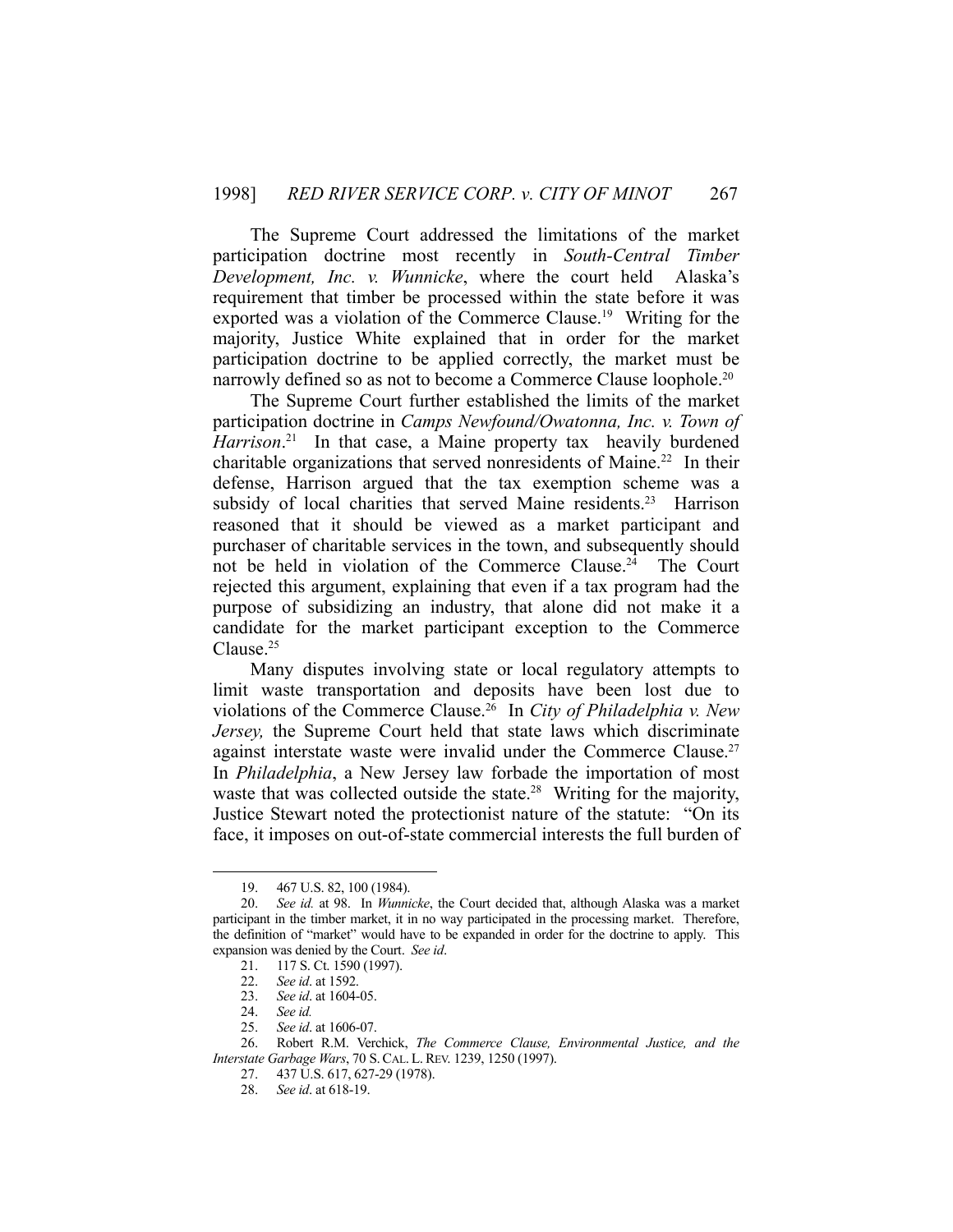The Supreme Court addressed the limitations of the market participation doctrine most recently in *South-Central Timber Development, Inc. v. Wunnicke*, where the court held Alaska's requirement that timber be processed within the state before it was exported was a violation of the Commerce Clause.[19] Writing for the majority, Justice White explained that in order for the market participation doctrine to be applied correctly, the market must be narrowly defined so as not to become a Commerce Clause loophole.[20]

The Supreme Court further established the limits of the market participation doctrine in *Camps Newfound/Owatonna, Inc. v. Town of Harrison*.[21] In that case, a Maine property tax heavily burdened charitable organizations that served nonresidents of Maine.[22] In their defense, Harrison argued that the tax exemption scheme was a subsidy of local charities that served Maine residents.[23] Harrison reasoned that it should be viewed as a market participant and purchaser of charitable services in the town, and subsequently should not be held in violation of the Commerce Clause.[24] The Court rejected this argument, explaining that even if a tax program had the purpose of subsidizing an industry, that alone did not make it a candidate for the market participant exception to the Commerce Clause.[25]

Many disputes involving state or local regulatory attempts to limit waste transportation and deposits have been lost due to violations of the Commerce Clause.[26] In *City of Philadelphia v. New Jersey,* the Supreme Court held that state laws which discriminate against interstate waste were invalid under the Commerce Clause.[27] In *Philadelphia*, a New Jersey law forbade the importation of most waste that was collected outside the state.[28] Writing for the majority, Justice Stewart noted the protectionist nature of the statute: "On its face, it imposes on out-of-state commercial interests the full burden of

---

19. 467 U.S. 82, 100 (1984).

20. *See id.* at 98. In *Wunnicke*, the Court decided that, although Alaska was a market participant in the timber market, it in no way participated in the processing market. Therefore, the definition of "market" would have to be expanded in order for the doctrine to apply. This expansion was denied by the Court. *See id*.

21. 117 S. Ct. 1590 (1997).

22. *See id*. at 1592.

23. *See id*. at 1604-05.

24. *See id.*

25. *See id*. at 1606-07.

26. Robert R.M. Verchick, *The Commerce Clause, Environmental Justice, and the Interstate Garbage Wars*, 70 S. CAL. L. REV. 1239, 1250 (1997).

27. 437 U.S. 617, 627-29 (1978).

28. *See id*. at 618-19.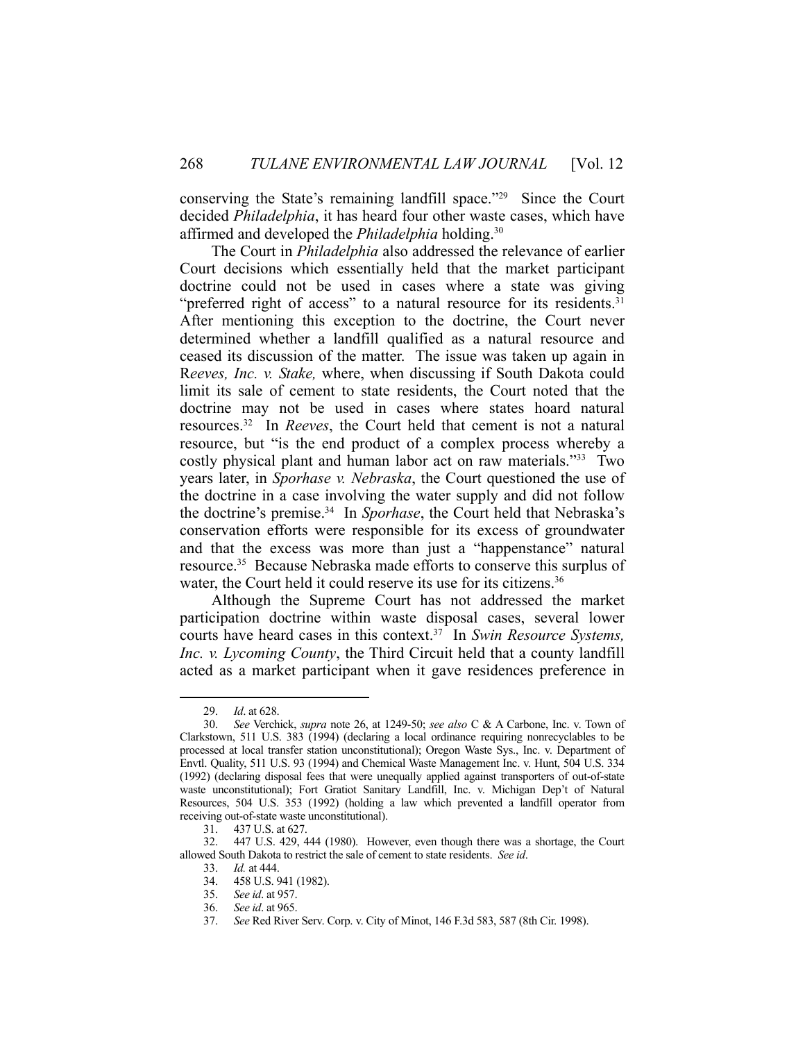conserving the State's remaining landfill space."[29] Since the Court decided *Philadelphia*, it has heard four other waste cases, which have affirmed and developed the *Philadelphia* holding.[30]

The Court in *Philadelphia* also addressed the relevance of earlier Court decisions which essentially held that the market participant doctrine could not be used in cases where a state was giving "preferred right of access" to a natural resource for its residents.[31] After mentioning this exception to the doctrine, the Court never determined whether a landfill qualified as a natural resource and ceased its discussion of the matter. The issue was taken up again in R*eeves, Inc. v. Stake,* where, when discussing if South Dakota could limit its sale of cement to state residents, the Court noted that the doctrine may not be used in cases where states hoard natural resources.[32] In *Reeves*, the Court held that cement is not a natural resource, but "is the end product of a complex process whereby a costly physical plant and human labor act on raw materials."[33] Two years later, in *Sporhase v. Nebraska*, the Court questioned the use of the doctrine in a case involving the water supply and did not follow the doctrine's premise.[34] In *Sporhase*, the Court held that Nebraska's conservation efforts were responsible for its excess of groundwater and that the excess was more than just a "happenstance" natural resource.[35] Because Nebraska made efforts to conserve this surplus of water, the Court held it could reserve its use for its citizens.[36]

Although the Supreme Court has not addressed the market participation doctrine within waste disposal cases, several lower courts have heard cases in this context.[37] In *Swin Resource Systems, Inc. v. Lycoming County*, the Third Circuit held that a county landfill acted as a market participant when it gave residences preference in

---

29. *Id*. at 628.

30. *See* Verchick, *supra* note 26, at 1249-50; *see also* C & A Carbone, Inc. v. Town of Clarkstown, 511 U.S. 383 (1994) (declaring a local ordinance requiring nonrecyclables to be processed at local transfer station unconstitutional); Oregon Waste Sys., Inc. v. Department of Envtl. Quality, 511 U.S. 93 (1994) and Chemical Waste Management Inc. v. Hunt, 504 U.S. 334 (1992) (declaring disposal fees that were unequally applied against transporters of out-of-state waste unconstitutional); Fort Gratiot Sanitary Landfill, Inc. v. Michigan Dep't of Natural Resources, 504 U.S. 353 (1992) (holding a law which prevented a landfill operator from receiving out-of-state waste unconstitutional).

31. 437 U.S. at 627.

32. 447 U.S. 429, 444 (1980). However, even though there was a shortage, the Court allowed South Dakota to restrict the sale of cement to state residents. *See id*.

33. *Id.* at 444.

34. 458 U.S. 941 (1982).

35. *See id*. at 957.

36. *See id*. at 965.

37. *See* Red River Serv. Corp. v. City of Minot, 146 F.3d 583, 587 (8th Cir. 1998).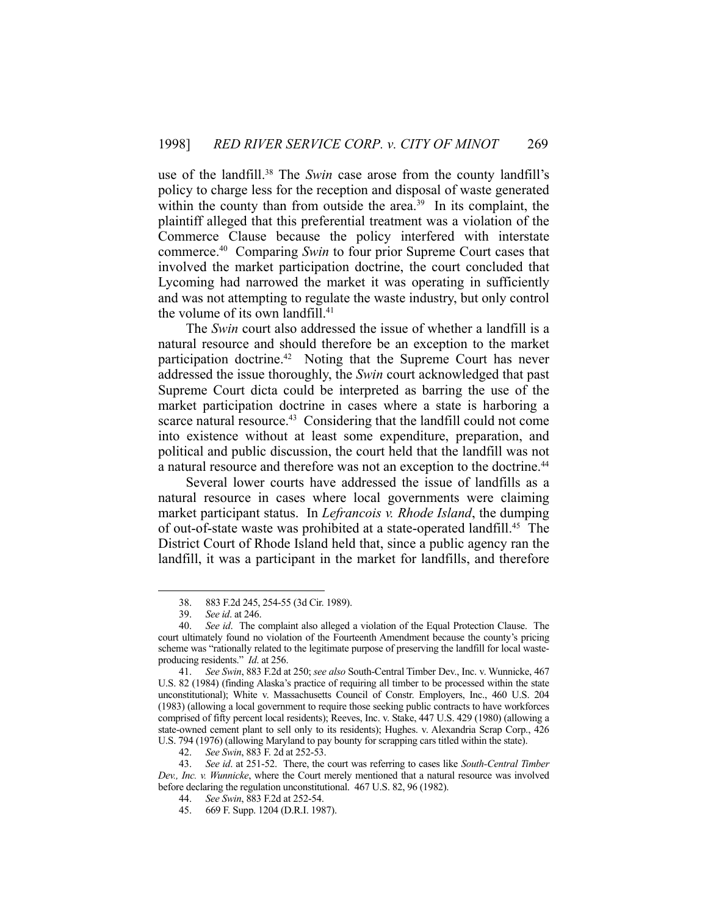use of the landfill.[38] The *Swin* case arose from the county landfill's policy to charge less for the reception and disposal of waste generated within the county than from outside the area.[39] In its complaint, the plaintiff alleged that this preferential treatment was a violation of the Commerce Clause because the policy interfered with interstate commerce.[40] Comparing *Swin* to four prior Supreme Court cases that involved the market participation doctrine, the court concluded that Lycoming had narrowed the market it was operating in sufficiently and was not attempting to regulate the waste industry, but only control the volume of its own landfill.[41]

The *Swin* court also addressed the issue of whether a landfill is a natural resource and should therefore be an exception to the market participation doctrine.[42] Noting that the Supreme Court has never addressed the issue thoroughly, the *Swin* court acknowledged that past Supreme Court dicta could be interpreted as barring the use of the market participation doctrine in cases where a state is harboring a scarce natural resource.[43] Considering that the landfill could not come into existence without at least some expenditure, preparation, and political and public discussion, the court held that the landfill was not a natural resource and therefore was not an exception to the doctrine.[44]

Several lower courts have addressed the issue of landfills as a natural resource in cases where local governments were claiming market participant status. In *Lefrancois v. Rhode Island*, the dumping of out-of-state waste was prohibited at a state-operated landfill.[45] The District Court of Rhode Island held that, since a public agency ran the landfill, it was a participant in the market for landfills, and therefore

---

38. 883 F.2d 245, 254-55 (3d Cir. 1989).

39. *See id*. at 246.

40. *See id*. The complaint also alleged a violation of the Equal Protection Clause. The court ultimately found no violation of the Fourteenth Amendment because the county's pricing scheme was "rationally related to the legitimate purpose of preserving the landfill for local waste-producing residents." *Id*. at 256.

41. *See Swin*, 883 F.2d at 250; *see also* South-Central Timber Dev., Inc. v. Wunnicke, 467 U.S. 82 (1984) (finding Alaska's practice of requiring all timber to be processed within the state unconstitutional); White v. Massachusetts Council of Constr. Employers, Inc., 460 U.S. 204 (1983) (allowing a local government to require those seeking public contracts to have workforces comprised of fifty percent local residents); Reeves, Inc. v. Stake, 447 U.S. 429 (1980) (allowing a state-owned cement plant to sell only to its residents); Hughes. v. Alexandria Scrap Corp., 426 U.S. 794 (1976) (allowing Maryland to pay bounty for scrapping cars titled within the state).

42. *See Swin*, 883 F. 2d at 252-53.

43. *See id*. at 251-52. There, the court was referring to cases like *South-Central Timber Dev., Inc. v. Wunnicke*, where the Court merely mentioned that a natural resource was involved before declaring the regulation unconstitutional. 467 U.S. 82, 96 (1982).

44. *See Swin*, 883 F.2d at 252-54.

45. 669 F. Supp. 1204 (D.R.I. 1987).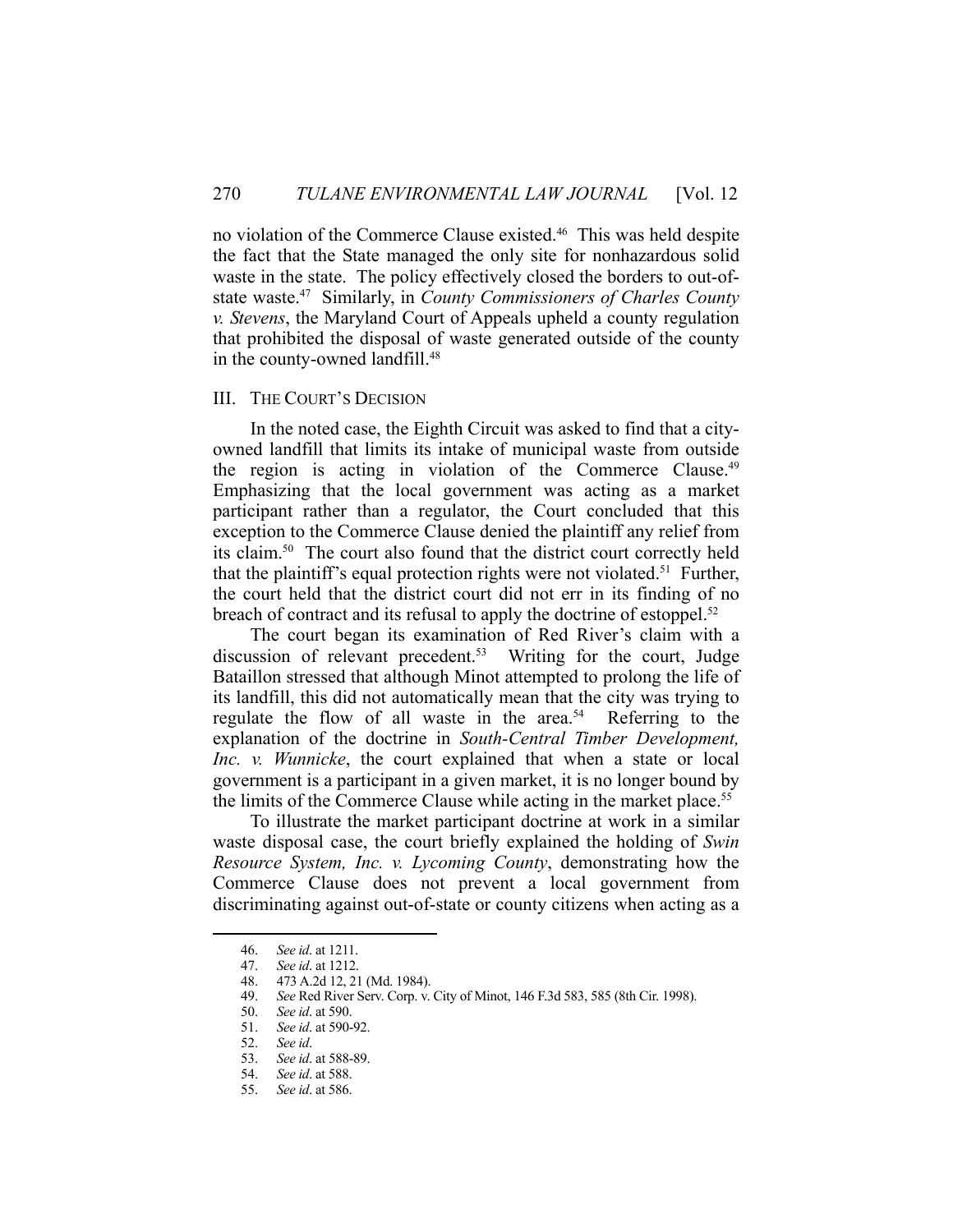no violation of the Commerce Clause existed.[46] This was held despite the fact that the State managed the only site for nonhazardous solid waste in the state. The policy effectively closed the borders to out-of-state waste.[47] Similarly, in *County Commissioners of Charles County v. Stevens*, the Maryland Court of Appeals upheld a county regulation that prohibited the disposal of waste generated outside of the county in the county-owned landfill.[48]

## III. The Court's Decision

In the noted case, the Eighth Circuit was asked to find that a city-owned landfill that limits its intake of municipal waste from outside the region is acting in violation of the Commerce Clause.[49] Emphasizing that the local government was acting as a market participant rather than a regulator, the Court concluded that this exception to the Commerce Clause denied the plaintiff any relief from its claim.[50] The court also found that the district court correctly held that the plaintiff's equal protection rights were not violated.[51] Further, the court held that the district court did not err in its finding of no breach of contract and its refusal to apply the doctrine of estoppel.[52]

The court began its examination of Red River's claim with a discussion of relevant precedent.[53] Writing for the court, Judge Bataillon stressed that although Minot attempted to prolong the life of its landfill, this did not automatically mean that the city was trying to regulate the flow of all waste in the area.[54] Referring to the explanation of the doctrine in *South-Central Timber Development, Inc. v. Wunnicke*, the court explained that when a state or local government is a participant in a given market, it is no longer bound by the limits of the Commerce Clause while acting in the market place.[55]

To illustrate the market participant doctrine at work in a similar waste disposal case, the court briefly explained the holding of *Swin Resource System, Inc. v. Lycoming County*, demonstrating how the Commerce Clause does not prevent a local government from discriminating against out-of-state or county citizens when acting as a

---

46. *See id*. at 1211.
47. *See id*. at 1212.
48. 473 A.2d 12, 21 (Md. 1984).
49. *See* Red River Serv. Corp. v. City of Minot, 146 F.3d 583, 585 (8th Cir. 1998).
50. *See id*. at 590.
51. *See id*. at 590-92.
52. *See id*.
53. *See id*. at 588-89.
54. *See id*. at 588.
55. *See id*. at 586.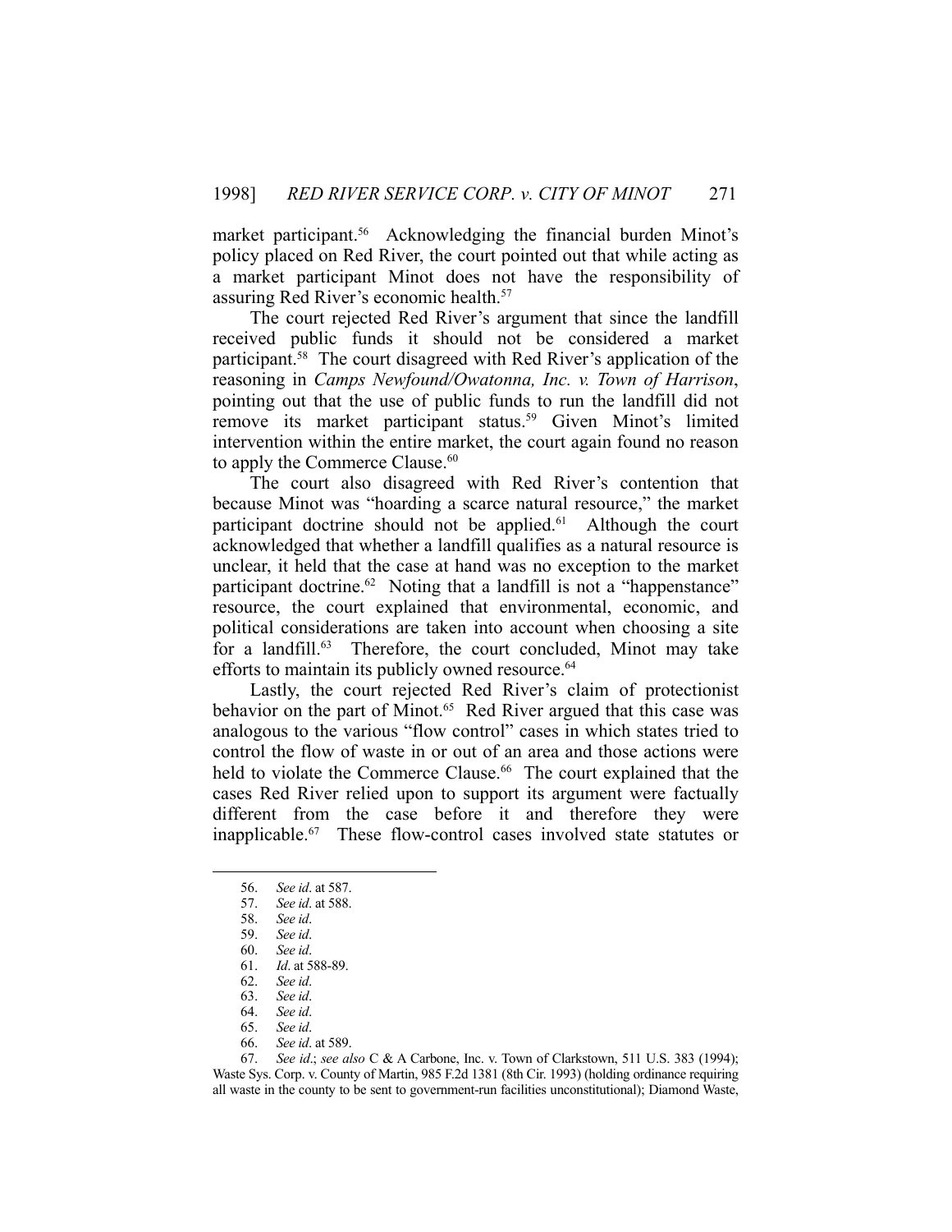market participant.[56] Acknowledging the financial burden Minot's policy placed on Red River, the court pointed out that while acting as a market participant Minot does not have the responsibility of assuring Red River's economic health.[57]

The court rejected Red River's argument that since the landfill received public funds it should not be considered a market participant.[58] The court disagreed with Red River's application of the reasoning in *Camps Newfound/Owatonna, Inc. v. Town of Harrison*, pointing out that the use of public funds to run the landfill did not remove its market participant status.[59] Given Minot's limited intervention within the entire market, the court again found no reason to apply the Commerce Clause.[60]

The court also disagreed with Red River's contention that because Minot was "hoarding a scarce natural resource," the market participant doctrine should not be applied.[61] Although the court acknowledged that whether a landfill qualifies as a natural resource is unclear, it held that the case at hand was no exception to the market participant doctrine.[62] Noting that a landfill is not a "happenstance" resource, the court explained that environmental, economic, and political considerations are taken into account when choosing a site for a landfill.[63] Therefore, the court concluded, Minot may take efforts to maintain its publicly owned resource.[64]

Lastly, the court rejected Red River's claim of protectionist behavior on the part of Minot.[65] Red River argued that this case was analogous to the various "flow control" cases in which states tried to control the flow of waste in or out of an area and those actions were held to violate the Commerce Clause.[66] The court explained that the cases Red River relied upon to support its argument were factually different from the case before it and therefore they were inapplicable.[67] These flow-control cases involved state statutes or

---

56. *See id*. at 587.
57. *See id*. at 588.
58. *See id*.
59. *See id*.
60. *See id*.
61. *Id*. at 588-89.
62. *See id*.
63. *See id*.
64. *See id*.
65. *See id*.
66. *See id*. at 589.
67. *See id*.; *see also* C & A Carbone, Inc. v. Town of Clarkstown, 511 U.S. 383 (1994); Waste Sys. Corp. v. County of Martin, 985 F.2d 1381 (8th Cir. 1993) (holding ordinance requiring all waste in the county to be sent to government-run facilities unconstitutional); Diamond Waste,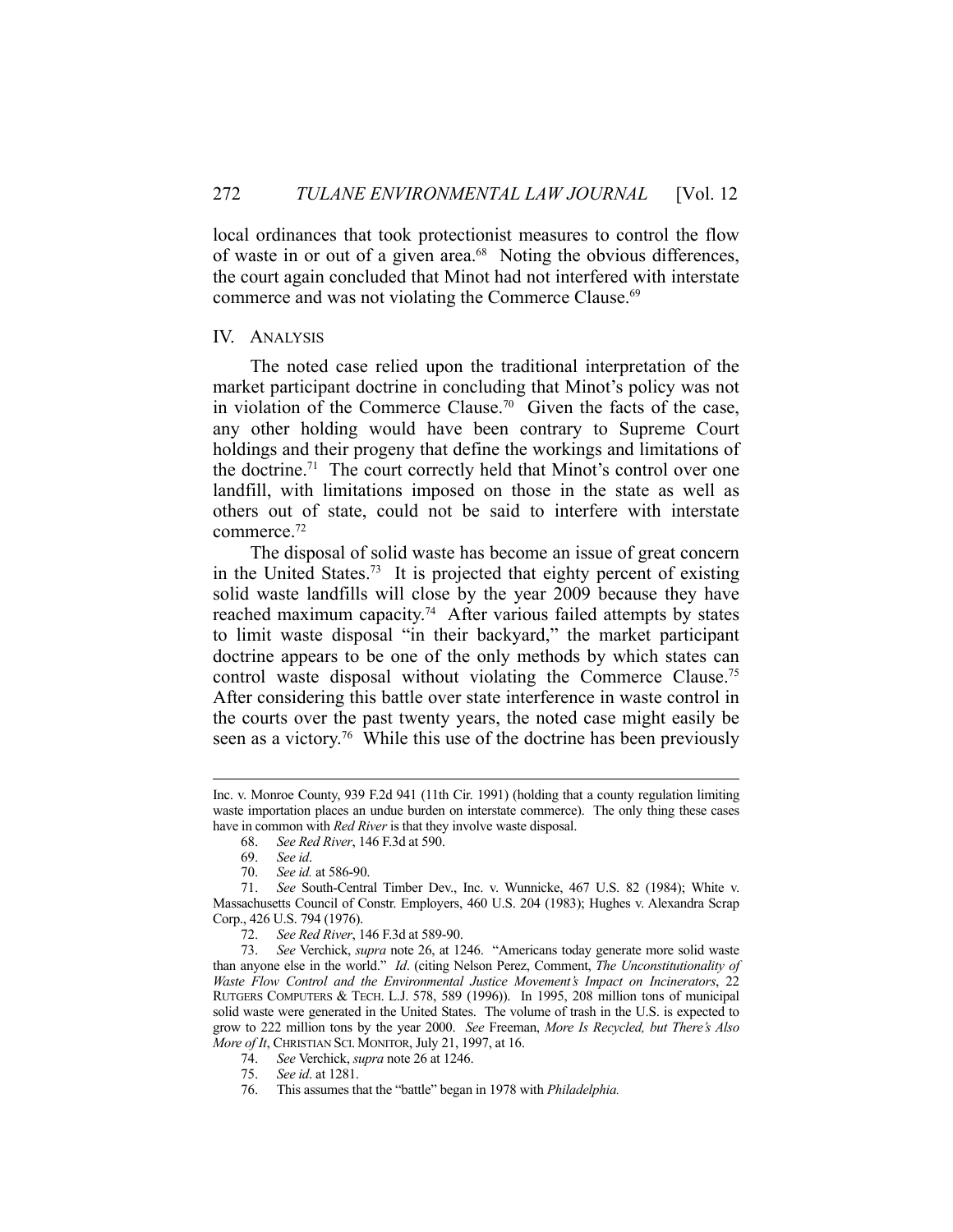local ordinances that took protectionist measures to control the flow of waste in or out of a given area.[68] Noting the obvious differences, the court again concluded that Minot had not interfered with interstate commerce and was not violating the Commerce Clause.[69]

## IV. Analysis

The noted case relied upon the traditional interpretation of the market participant doctrine in concluding that Minot's policy was not in violation of the Commerce Clause.[70] Given the facts of the case, any other holding would have been contrary to Supreme Court holdings and their progeny that define the workings and limitations of the doctrine.[71] The court correctly held that Minot's control over one landfill, with limitations imposed on those in the state as well as others out of state, could not be said to interfere with interstate commerce.[72]

The disposal of solid waste has become an issue of great concern in the United States.[73] It is projected that eighty percent of existing solid waste landfills will close by the year 2009 because they have reached maximum capacity.[74] After various failed attempts by states to limit waste disposal "in their backyard," the market participant doctrine appears to be one of the only methods by which states can control waste disposal without violating the Commerce Clause.[75] After considering this battle over state interference in waste control in the courts over the past twenty years, the noted case might easily be seen as a victory.[76] While this use of the doctrine has been previously

---

Inc. v. Monroe County, 939 F.2d 941 (11th Cir. 1991) (holding that a county regulation limiting waste importation places an undue burden on interstate commerce). The only thing these cases have in common with *Red River* is that they involve waste disposal.

68. *See Red River*, 146 F.3d at 590.

69. *See id*.

70. *See id.* at 586-90.

71. *See* South-Central Timber Dev., Inc. v. Wunnicke, 467 U.S. 82 (1984); White v. Massachusetts Council of Constr. Employers, 460 U.S. 204 (1983); Hughes v. Alexandra Scrap Corp., 426 U.S. 794 (1976).

72. *See Red River*, 146 F.3d at 589-90.

73. *See* Verchick, *supra* note 26, at 1246. "Americans today generate more solid waste than anyone else in the world." *Id*. (citing Nelson Perez, Comment, *The Unconstitutionality of Waste Flow Control and the Environmental Justice Movement's Impact on Incinerators*, 22 RUTGERS COMPUTERS & TECH. L.J. 578, 589 (1996)). In 1995, 208 million tons of municipal solid waste were generated in the United States. The volume of trash in the U.S. is expected to grow to 222 million tons by the year 2000. *See* Freeman, *More Is Recycled, but There's Also More of It*, CHRISTIAN SCI. MONITOR, July 21, 1997, at 16.

74. *See* Verchick, *supra* note 26 at 1246.

75. *See id*. at 1281.

76. This assumes that the "battle" began in 1978 with *Philadelphia.*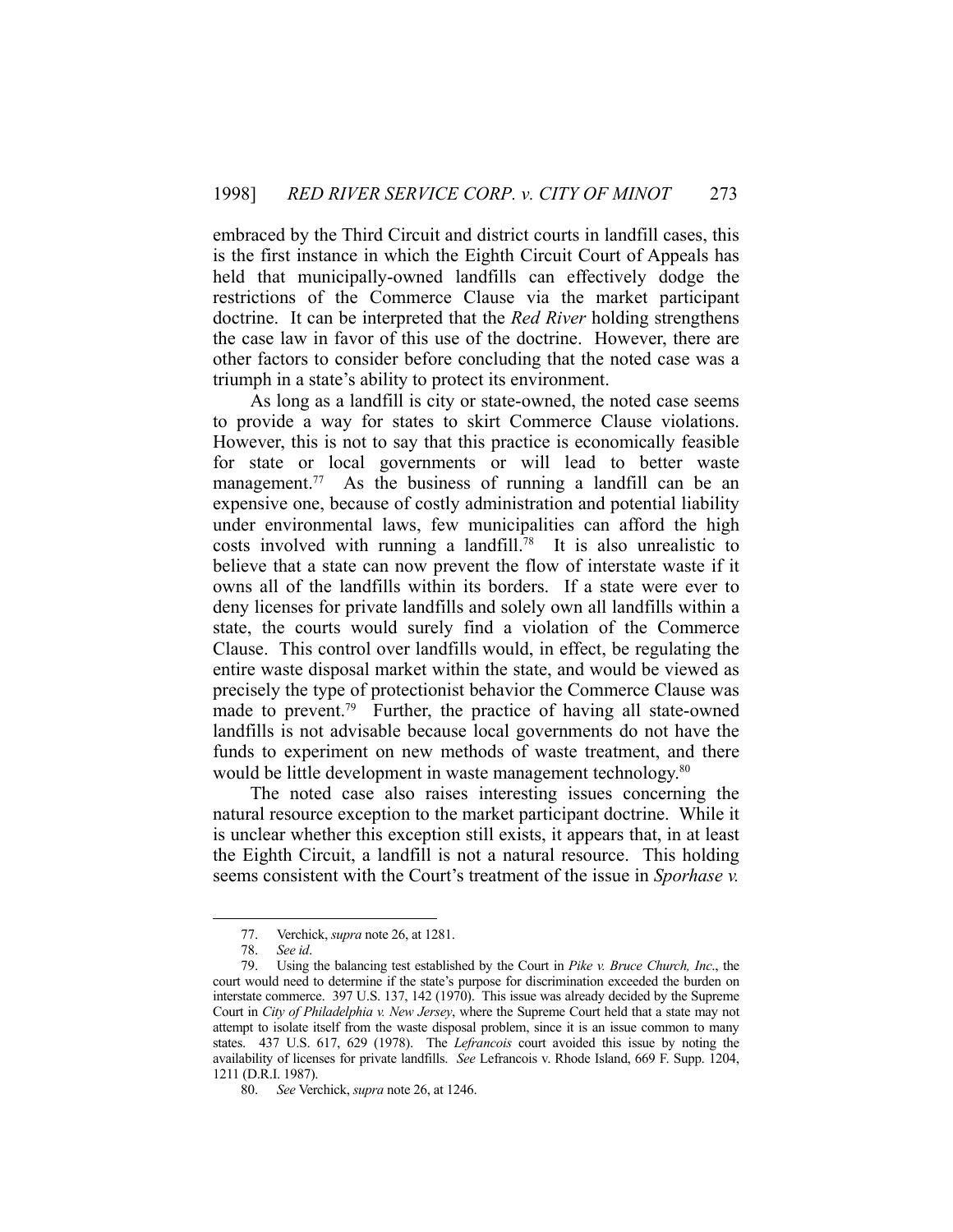embraced by the Third Circuit and district courts in landfill cases, this is the first instance in which the Eighth Circuit Court of Appeals has held that municipally-owned landfills can effectively dodge the restrictions of the Commerce Clause via the market participant doctrine. It can be interpreted that the *Red River* holding strengthens the case law in favor of this use of the doctrine. However, there are other factors to consider before concluding that the noted case was a triumph in a state's ability to protect its environment.

As long as a landfill is city or state-owned, the noted case seems to provide a way for states to skirt Commerce Clause violations. However, this is not to say that this practice is economically feasible for state or local governments or will lead to better waste management.[77] As the business of running a landfill can be an expensive one, because of costly administration and potential liability under environmental laws, few municipalities can afford the high costs involved with running a landfill.[78] It is also unrealistic to believe that a state can now prevent the flow of interstate waste if it owns all of the landfills within its borders. If a state were ever to deny licenses for private landfills and solely own all landfills within a state, the courts would surely find a violation of the Commerce Clause. This control over landfills would, in effect, be regulating the entire waste disposal market within the state, and would be viewed as precisely the type of protectionist behavior the Commerce Clause was made to prevent.[79] Further, the practice of having all state-owned landfills is not advisable because local governments do not have the funds to experiment on new methods of waste treatment, and there would be little development in waste management technology.[80]

The noted case also raises interesting issues concerning the natural resource exception to the market participant doctrine. While it is unclear whether this exception still exists, it appears that, in at least the Eighth Circuit, a landfill is not a natural resource. This holding seems consistent with the Court's treatment of the issue in *Sporhase v.*

---

77. Verchick, *supra* note 26, at 1281.

78. *See id*.

79. Using the balancing test established by the Court in *Pike v. Bruce Church, Inc*., the court would need to determine if the state's purpose for discrimination exceeded the burden on interstate commerce. 397 U.S. 137, 142 (1970). This issue was already decided by the Supreme Court in *City of Philadelphia v. New Jersey*, where the Supreme Court held that a state may not attempt to isolate itself from the waste disposal problem, since it is an issue common to many states. 437 U.S. 617, 629 (1978). The *Lefrancois* court avoided this issue by noting the availability of licenses for private landfills. *See* Lefrancois v. Rhode Island, 669 F. Supp. 1204, 1211 (D.R.I. 1987).

80. *See* Verchick, *supra* note 26, at 1246.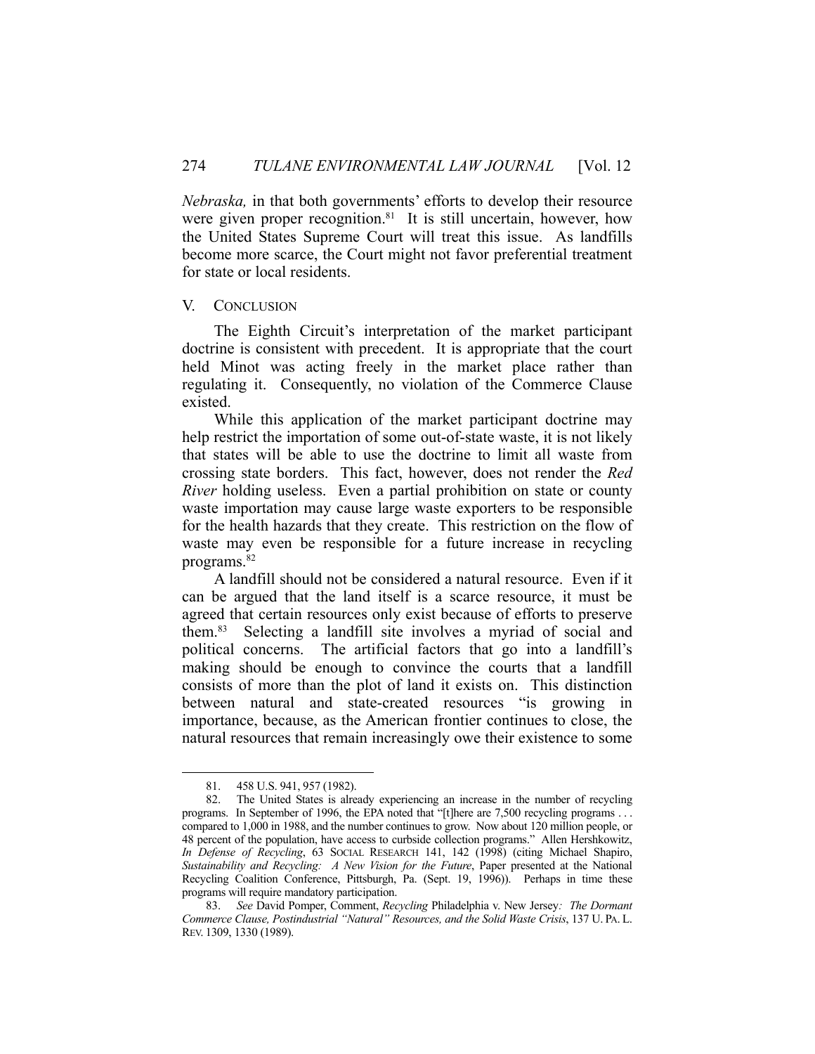*Nebraska,* in that both governments' efforts to develop their resource were given proper recognition.[81] It is still uncertain, however, how the United States Supreme Court will treat this issue. As landfills become more scarce, the Court might not favor preferential treatment for state or local residents.

## V. CONCLUSION

The Eighth Circuit's interpretation of the market participant doctrine is consistent with precedent. It is appropriate that the court held Minot was acting freely in the market place rather than regulating it. Consequently, no violation of the Commerce Clause existed.

While this application of the market participant doctrine may help restrict the importation of some out-of-state waste, it is not likely that states will be able to use the doctrine to limit all waste from crossing state borders. This fact, however, does not render the *Red River* holding useless. Even a partial prohibition on state or county waste importation may cause large waste exporters to be responsible for the health hazards that they create. This restriction on the flow of waste may even be responsible for a future increase in recycling programs.[82]

A landfill should not be considered a natural resource. Even if it can be argued that the land itself is a scarce resource, it must be agreed that certain resources only exist because of efforts to preserve them.[83] Selecting a landfill site involves a myriad of social and political concerns. The artificial factors that go into a landfill's making should be enough to convince the courts that a landfill consists of more than the plot of land it exists on. This distinction between natural and state-created resources "is growing in importance, because, as the American frontier continues to close, the natural resources that remain increasingly owe their existence to some

---

81. 458 U.S. 941, 957 (1982).

82. The United States is already experiencing an increase in the number of recycling programs. In September of 1996, the EPA noted that "[t]here are 7,500 recycling programs . . . compared to 1,000 in 1988, and the number continues to grow. Now about 120 million people, or 48 percent of the population, have access to curbside collection programs." Allen Hershkowitz, *In Defense of Recycling*, 63 SOCIAL RESEARCH 141, 142 (1998) (citing Michael Shapiro, *Sustainability and Recycling: A New Vision for the Future*, Paper presented at the National Recycling Coalition Conference, Pittsburgh, Pa. (Sept. 19, 1996)). Perhaps in time these programs will require mandatory participation.

83. *See* David Pomper, Comment, *Recycling* Philadelphia v. New Jersey*: The Dormant Commerce Clause, Postindustrial "Natural" Resources, and the Solid Waste Crisis*, 137 U. PA. L. REV. 1309, 1330 (1989).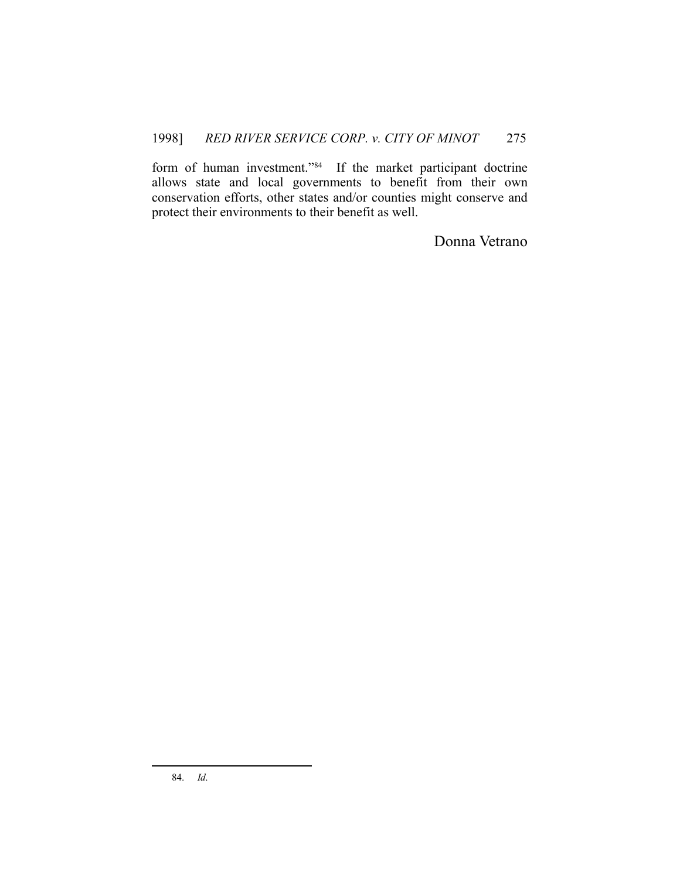form of human investment."[84] If the market participant doctrine allows state and local governments to benefit from their own conservation efforts, other states and/or counties might conserve and protect their environments to their benefit as well.

Donna Vetrano

---

84. *Id.*